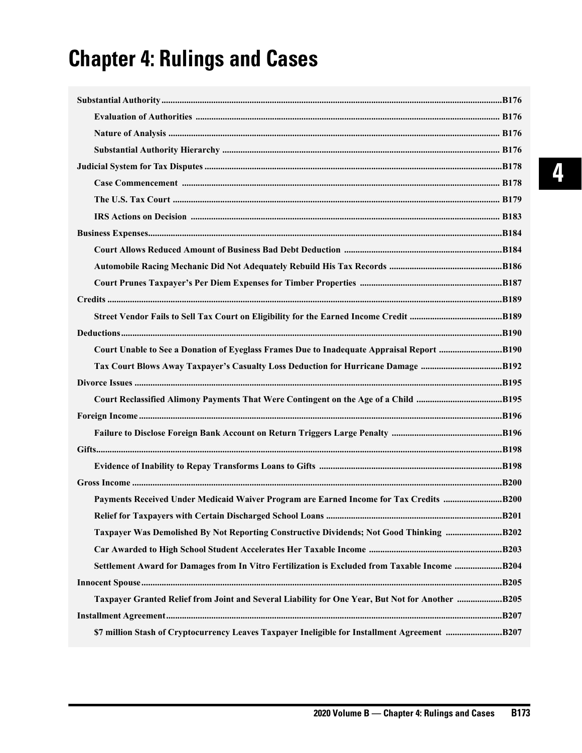# Chapter 4: Rulings and Cases

**Substantial Authority** .......... **B176**

- **Evaluation of Authorities** .......... **B176**
- **Nature of Analysis** .......... **B176**
- **Substantial Authority Hierarchy** .......... **B176**

**Judicial System for Tax Disputes** .......... **B178**

- **Case Commencement** .......... **B178**
- **The U.S. Tax Court** .......... **B179**
- **IRS Actions on Decision** .......... **B183**

**Business Expenses** .......... **B184**

- **Court Allows Reduced Amount of Business Bad Debt Deduction** .......... **B184**
- **Automobile Racing Mechanic Did Not Adequately Rebuild His Tax Records** .......... **B186**
- **Court Prunes Taxpayer's Per Diem Expenses for Timber Properties** .......... **B187**

**Credits** .......... **B189**

- **Street Vendor Fails to Sell Tax Court on Eligibility for the Earned Income Credit** .......... **B189**

**Deductions** .......... **B190**

- **Court Unable to See a Donation of Eyeglass Frames Due to Inadequate Appraisal Report** .......... **B190**
- **Tax Court Blows Away Taxpayer's Casualty Loss Deduction for Hurricane Damage** .......... **B192**

**Divorce Issues** .......... **B195**

- **Court Reclassified Alimony Payments That Were Contingent on the Age of a Child** .......... **B195**

**Foreign Income** .......... **B196**

- **Failure to Disclose Foreign Bank Account on Return Triggers Large Penalty** .......... **B196**

**Gifts** .......... **B198**

- **Evidence of Inability to Repay Transforms Loans to Gifts** .......... **B198**

**Gross Income** .......... **B200**

- **Payments Received Under Medicaid Waiver Program are Earned Income for Tax Credits** .......... **B200**
- **Relief for Taxpayers with Certain Discharged School Loans** .......... **B201**
- **Taxpayer Was Demolished By Not Reporting Constructive Dividends; Not Good Thinking** .......... **B202**
- **Car Awarded to High School Student Accelerates Her Taxable Income** .......... **B203**
- **Settlement Award for Damages from In Vitro Fertilization is Excluded from Taxable Income** .......... **B204**

**Innocent Spouse** .......... **B205**

- **Taxpayer Granted Relief from Joint and Several Liability for One Year, But Not for Another** .......... **B205**

**Installment Agreement** .......... **B207**

- **$7 million Stash of Cryptocurrency Leaves Taxpayer Ineligible for Installment Agreement** .......... **B207**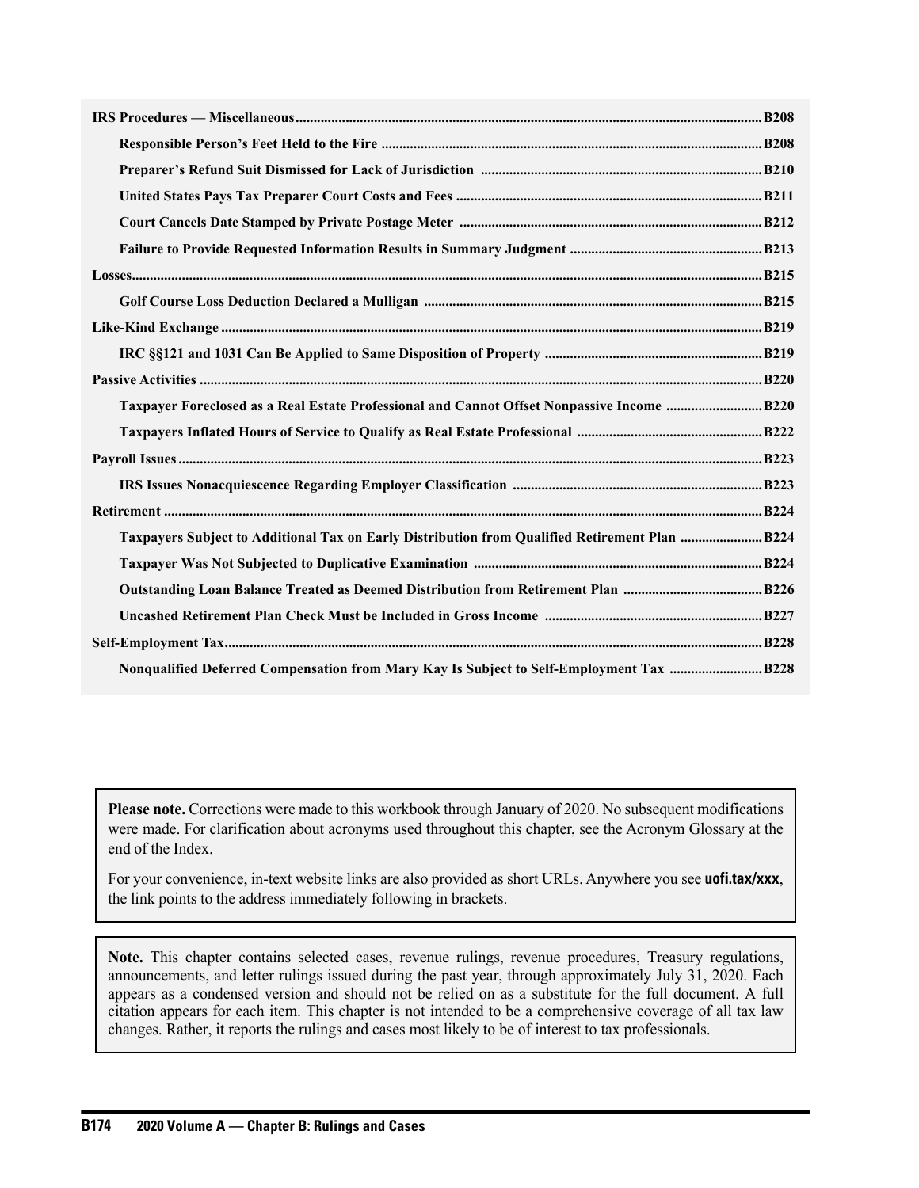**IRS Procedures — Miscellaneous** ... B208

- **Responsible Person's Feet Held to the Fire** ... B208
- **Preparer's Refund Suit Dismissed for Lack of Jurisdiction** ... B210
- **United States Pays Tax Preparer Court Costs and Fees** ... B211
- **Court Cancels Date Stamped by Private Postage Meter** ... B212
- **Failure to Provide Requested Information Results in Summary Judgment** ... B213

**Losses** ... B215

- **Golf Course Loss Deduction Declared a Mulligan** ... B215

**Like-Kind Exchange** ... B219

- **IRC §§121 and 1031 Can Be Applied to Same Disposition of Property** ... B219

**Passive Activities** ... B220

- **Taxpayer Foreclosed as a Real Estate Professional and Cannot Offset Nonpassive Income** ... B220
- **Taxpayers Inflated Hours of Service to Qualify as Real Estate Professional** ... B222

**Payroll Issues** ... B223

- **IRS Issues Nonacquiescence Regarding Employer Classification** ... B223

**Retirement** ... B224

- **Taxpayers Subject to Additional Tax on Early Distribution from Qualified Retirement Plan** ... B224
- **Taxpayer Was Not Subjected to Duplicative Examination** ... B224
- **Outstanding Loan Balance Treated as Deemed Distribution from Retirement Plan** ... B226
- **Uncashed Retirement Plan Check Must be Included in Gross Income** ... B227

**Self-Employment Tax** ... B228

- **Nonqualified Deferred Compensation from Mary Kay Is Subject to Self-Employment Tax** ... B228

**Please note.** Corrections were made to this workbook through January of 2020. No subsequent modifications were made. For clarification about acronyms used throughout this chapter, see the Acronym Glossary at the end of the Index.

For your convenience, in-text website links are also provided as short URLs. Anywhere you see **uofi.tax/xxx**, the link points to the address immediately following in brackets.

**Note.** This chapter contains selected cases, revenue rulings, revenue procedures, Treasury regulations, announcements, and letter rulings issued during the past year, through approximately July 31, 2020. Each appears as a condensed version and should not be relied on as a substitute for the full document. A full citation appears for each item. This chapter is not intended to be a comprehensive coverage of all tax law changes. Rather, it reports the rulings and cases most likely to be of interest to tax professionals.